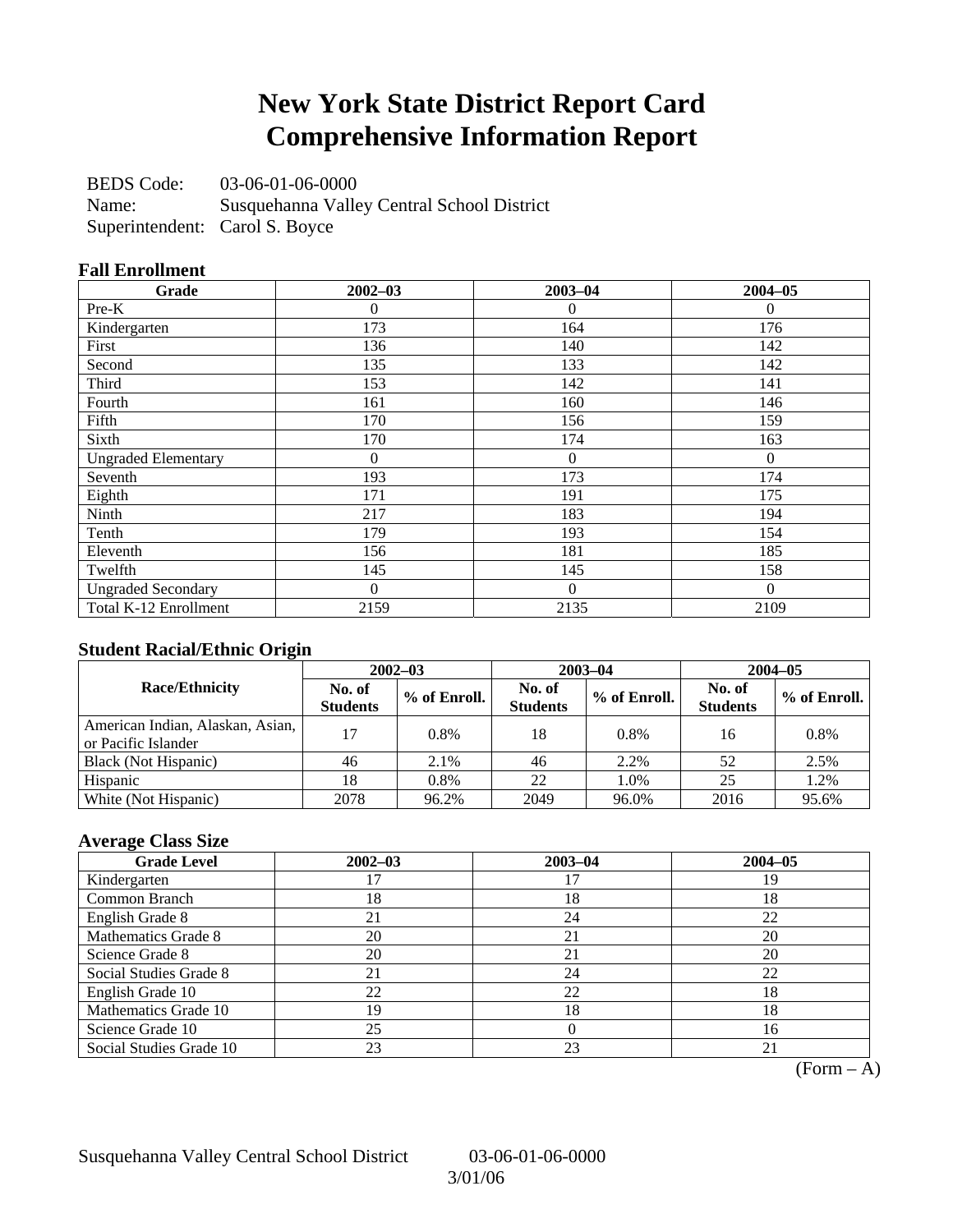# New York State District Report Card
# Comprehensive Information Report

BEDS Code: 03-06-01-06-0000
Name: Susquehanna Valley Central School District
Superintendent: Carol S. Boyce

### Fall Enrollment

| Grade | 2002–03 | 2003–04 | 2004–05 |
|---|---|---|---|
| Pre-K | 0 | 0 | 0 |
| Kindergarten | 173 | 164 | 176 |
| First | 136 | 140 | 142 |
| Second | 135 | 133 | 142 |
| Third | 153 | 142 | 141 |
| Fourth | 161 | 160 | 146 |
| Fifth | 170 | 156 | 159 |
| Sixth | 170 | 174 | 163 |
| Ungraded Elementary | 0 | 0 | 0 |
| Seventh | 193 | 173 | 174 |
| Eighth | 171 | 191 | 175 |
| Ninth | 217 | 183 | 194 |
| Tenth | 179 | 193 | 154 |
| Eleventh | 156 | 181 | 185 |
| Twelfth | 145 | 145 | 158 |
| Ungraded Secondary | 0 | 0 | 0 |
| Total K-12 Enrollment | 2159 | 2135 | 2109 |

### Student Racial/Ethnic Origin

| Race/Ethnicity | 2002–03 | | 2003–04 | | 2004–05 | |
|---|---|---|---|---|---|---|
| | No. of Students | % of Enroll. | No. of Students | % of Enroll. | No. of Students | % of Enroll. |
| American Indian, Alaskan, Asian, or Pacific Islander | 17 | 0.8% | 18 | 0.8% | 16 | 0.8% |
| Black (Not Hispanic) | 46 | 2.1% | 46 | 2.2% | 52 | 2.5% |
| Hispanic | 18 | 0.8% | 22 | 1.0% | 25 | 1.2% |
| White (Not Hispanic) | 2078 | 96.2% | 2049 | 96.0% | 2016 | 95.6% |

### Average Class Size

| Grade Level | 2002–03 | 2003–04 | 2004–05 |
|---|---|---|---|
| Kindergarten | 17 | 17 | 19 |
| Common Branch | 18 | 18 | 18 |
| English Grade 8 | 21 | 24 | 22 |
| Mathematics Grade 8 | 20 | 21 | 20 |
| Science Grade 8 | 20 | 21 | 20 |
| Social Studies Grade 8 | 21 | 24 | 22 |
| English Grade 10 | 22 | 22 | 18 |
| Mathematics Grade 10 | 19 | 18 | 18 |
| Science Grade 10 | 25 | 0 | 16 |
| Social Studies Grade 10 | 23 | 23 | 21 |

(Form – A)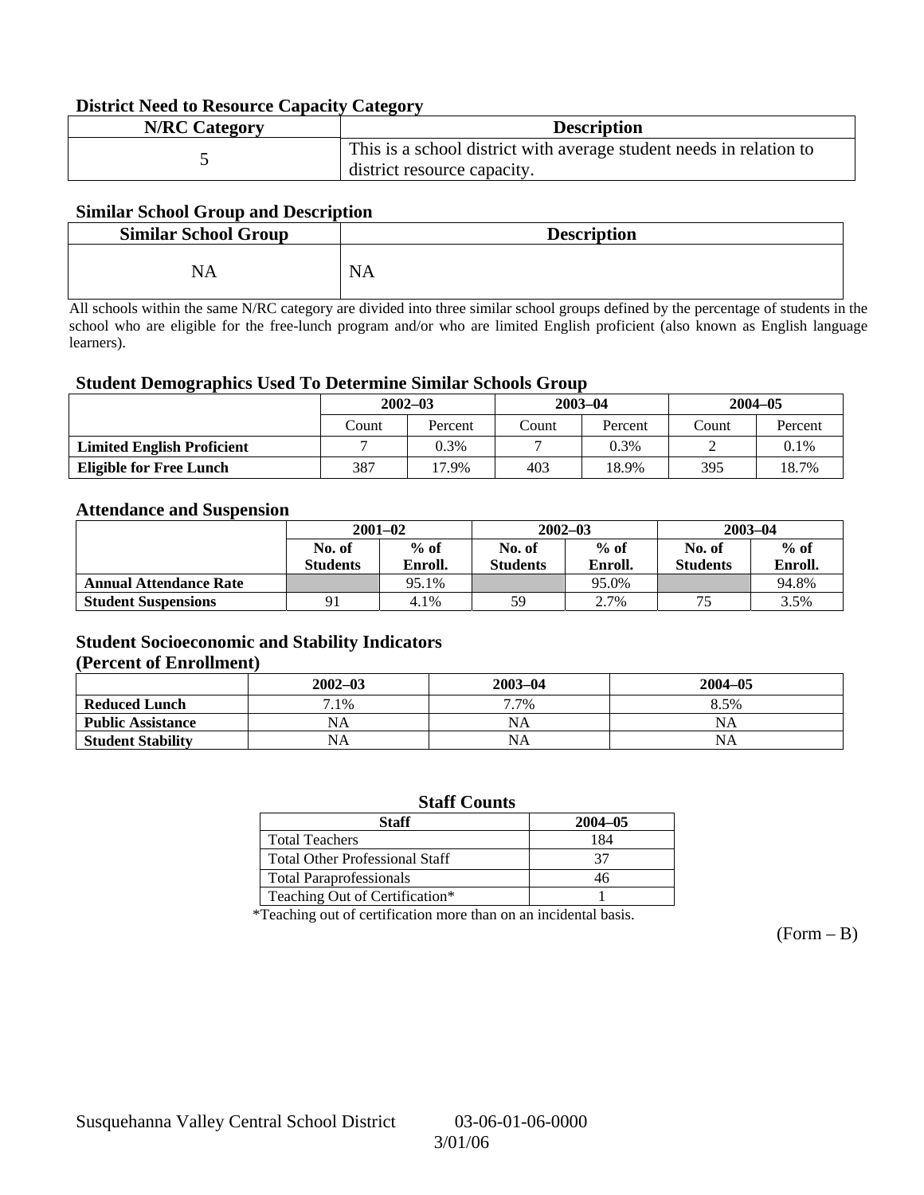### District Need to Resource Capacity Category

| N/RC Category | Description |
|---|---|
| 5 | This is a school district with average student needs in relation to district resource capacity. |

### Similar School Group and Description

| Similar School Group | Description |
|---|---|
| NA | NA |

All schools within the same N/RC category are divided into three similar school groups defined by the percentage of students in the school who are eligible for the free-lunch program and/or who are limited English proficient (also known as English language learners).

### Student Demographics Used To Determine Similar Schools Group

| | 2002–03 | | 2003–04 | | 2004–05 | |
|---|---|---|---|---|---|---|
| | Count | Percent | Count | Percent | Count | Percent |
| **Limited English Proficient** | 7 | 0.3% | 7 | 0.3% | 2 | 0.1% |
| **Eligible for Free Lunch** | 387 | 17.9% | 403 | 18.9% | 395 | 18.7% |

### Attendance and Suspension

| | 2001–02 | | 2002–03 | | 2003–04 | |
|---|---|---|---|---|---|---|
| | No. of Students | % of Enroll. | No. of Students | % of Enroll. | No. of Students | % of Enroll. |
| **Annual Attendance Rate** | | 95.1% | | 95.0% | | 94.8% |
| **Student Suspensions** | 91 | 4.1% | 59 | 2.7% | 75 | 3.5% |

### Student Socioeconomic and Stability Indicators (Percent of Enrollment)

| | 2002–03 | 2003–04 | 2004–05 |
|---|---|---|---|
| **Reduced Lunch** | 7.1% | 7.7% | 8.5% |
| **Public Assistance** | NA | NA | NA |
| **Student Stability** | NA | NA | NA |

### Staff Counts

| Staff | 2004–05 |
|---|---|
| Total Teachers | 184 |
| Total Other Professional Staff | 37 |
| Total Paraprofessionals | 46 |
| Teaching Out of Certification* | 1 |

*Teaching out of certification more than on an incidental basis.

(Form – B)

Susquehanna Valley Central School District 03-06-01-06-0000

3/01/06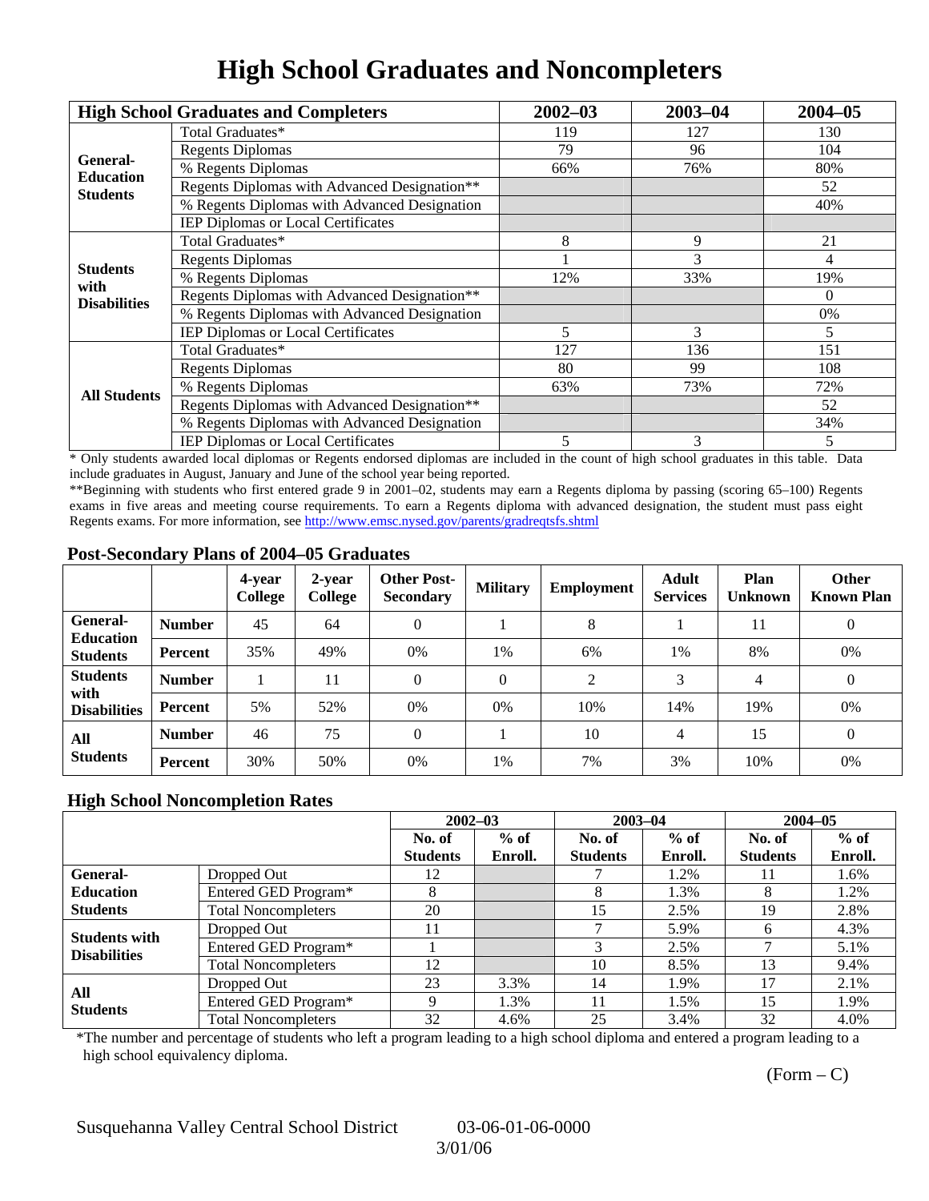# High School Graduates and Noncompleters

| High School Graduates and Completers | | 2002–03 | 2003–04 | 2004–05 |
|---|---|---|---|---|
| **General-Education Students** | Total Graduates* | 119 | 127 | 130 |
| | Regents Diplomas | 79 | 96 | 104 |
| | % Regents Diplomas | 66% | 76% | 80% |
| | Regents Diplomas with Advanced Designation** | | | 52 |
| | % Regents Diplomas with Advanced Designation | | | 40% |
| | IEP Diplomas or Local Certificates | | | |
| **Students with Disabilities** | Total Graduates* | 8 | 9 | 21 |
| | Regents Diplomas | 1 | 3 | 4 |
| | % Regents Diplomas | 12% | 33% | 19% |
| | Regents Diplomas with Advanced Designation** | | | 0 |
| | % Regents Diplomas with Advanced Designation | | | 0% |
| | IEP Diplomas or Local Certificates | 5 | 3 | 5 |
| **All Students** | Total Graduates* | 127 | 136 | 151 |
| | Regents Diplomas | 80 | 99 | 108 |
| | % Regents Diplomas | 63% | 73% | 72% |
| | Regents Diplomas with Advanced Designation** | | | 52 |
| | % Regents Diplomas with Advanced Designation | | | 34% |
| | IEP Diplomas or Local Certificates | 5 | 3 | 5 |

* Only students awarded local diplomas or Regents endorsed diplomas are included in the count of high school graduates in this table. Data include graduates in August, January and June of the school year being reported.

**Beginning with students who first entered grade 9 in 2001–02, students may earn a Regents diploma by passing (scoring 65–100) Regents exams in five areas and meeting course requirements. To earn a Regents diploma with advanced designation, the student must pass eight Regents exams. For more information, see http://www.emsc.nysed.gov/parents/gradreqtsfs.shtml

## Post-Secondary Plans of 2004–05 Graduates

| | | 4-year College | 2-year College | Other Post-Secondary | Military | Employment | Adult Services | Plan Unknown | Other Known Plan |
|---|---|---|---|---|---|---|---|---|---|
| **General-Education Students** | **Number** | 45 | 64 | 0 | 1 | 8 | 1 | 11 | 0 |
| | **Percent** | 35% | 49% | 0% | 1% | 6% | 1% | 8% | 0% |
| **Students with Disabilities** | **Number** | 1 | 11 | 0 | 0 | 2 | 3 | 4 | 0 |
| | **Percent** | 5% | 52% | 0% | 0% | 10% | 14% | 19% | 0% |
| **All Students** | **Number** | 46 | 75 | 0 | 1 | 10 | 4 | 15 | 0 |
| | **Percent** | 30% | 50% | 0% | 1% | 7% | 3% | 10% | 0% |

## High School Noncompletion Rates

| | | 2002–03 | | 2003–04 | | 2004–05 | |
|---|---|---|---|---|---|---|---|
| | | No. of Students | % of Enroll. | No. of Students | % of Enroll. | No. of Students | % of Enroll. |
| **General-Education Students** | Dropped Out | 12 | | 7 | 1.2% | 11 | 1.6% |
| | Entered GED Program* | 8 | | 8 | 1.3% | 8 | 1.2% |
| | Total Noncompleters | 20 | | 15 | 2.5% | 19 | 2.8% |
| **Students with Disabilities** | Dropped Out | 11 | | 7 | 5.9% | 6 | 4.3% |
| | Entered GED Program* | 1 | | 3 | 2.5% | 7 | 5.1% |
| | Total Noncompleters | 12 | | 10 | 8.5% | 13 | 9.4% |
| **All Students** | Dropped Out | 23 | 3.3% | 14 | 1.9% | 17 | 2.1% |
| | Entered GED Program* | 9 | 1.3% | 11 | 1.5% | 15 | 1.9% |
| | Total Noncompleters | 32 | 4.6% | 25 | 3.4% | 32 | 4.0% |

*The number and percentage of students who left a program leading to a high school diploma and entered a program leading to a high school equivalency diploma.

(Form – C)

Susquehanna Valley Central School District 03-06-01-06-0000

3/01/06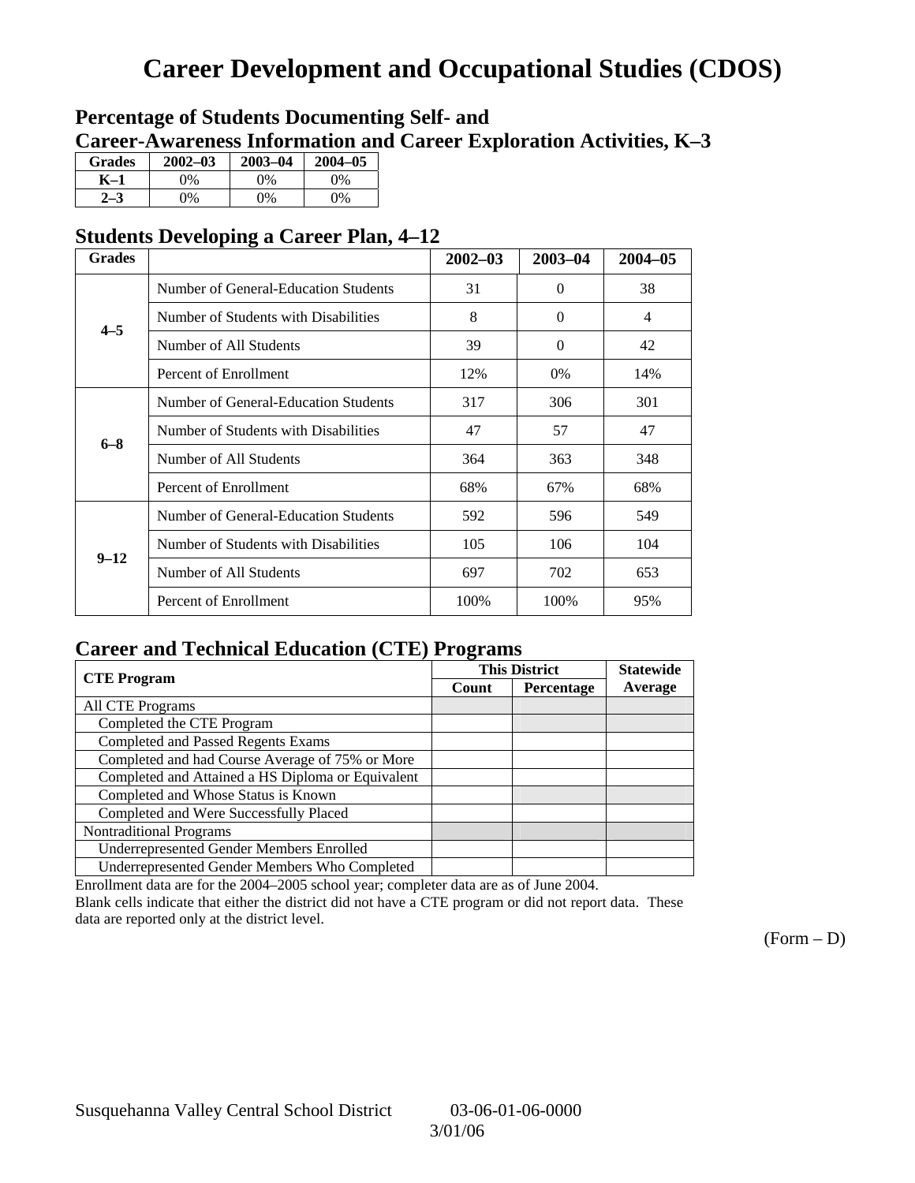# Career Development and Occupational Studies (CDOS)

## Percentage of Students Documenting Self- and Career-Awareness Information and Career Exploration Activities, K–3

| Grades | 2002–03 | 2003–04 | 2004–05 |
|---|---|---|---|
| K–1 | 0% | 0% | 0% |
| 2–3 | 0% | 0% | 0% |

## Students Developing a Career Plan, 4–12

| Grades | | 2002–03 | 2003–04 | 2004–05 |
|---|---|---|---|---|
| 4–5 | Number of General-Education Students | 31 | 0 | 38 |
| | Number of Students with Disabilities | 8 | 0 | 4 |
| | Number of All Students | 39 | 0 | 42 |
| | Percent of Enrollment | 12% | 0% | 14% |
| 6–8 | Number of General-Education Students | 317 | 306 | 301 |
| | Number of Students with Disabilities | 47 | 57 | 47 |
| | Number of All Students | 364 | 363 | 348 |
| | Percent of Enrollment | 68% | 67% | 68% |
| 9–12 | Number of General-Education Students | 592 | 596 | 549 |
| | Number of Students with Disabilities | 105 | 106 | 104 |
| | Number of All Students | 697 | 702 | 653 |
| | Percent of Enrollment | 100% | 100% | 95% |

## Career and Technical Education (CTE) Programs

| CTE Program | This District | | Statewide |
|---|---|---|---|
| | Count | Percentage | Average |
| All CTE Programs | | | |
| Completed the CTE Program | | | |
| Completed and Passed Regents Exams | | | |
| Completed and had Course Average of 75% or More | | | |
| Completed and Attained a HS Diploma or Equivalent | | | |
| Completed and Whose Status is Known | | | |
| Completed and Were Successfully Placed | | | |
| Nontraditional Programs | | | |
| Underrepresented Gender Members Enrolled | | | |
| Underrepresented Gender Members Who Completed | | | |

Enrollment data are for the 2004–2005 school year; completer data are as of June 2004.

Blank cells indicate that either the district did not have a CTE program or did not report data. These data are reported only at the district level.

(Form – D)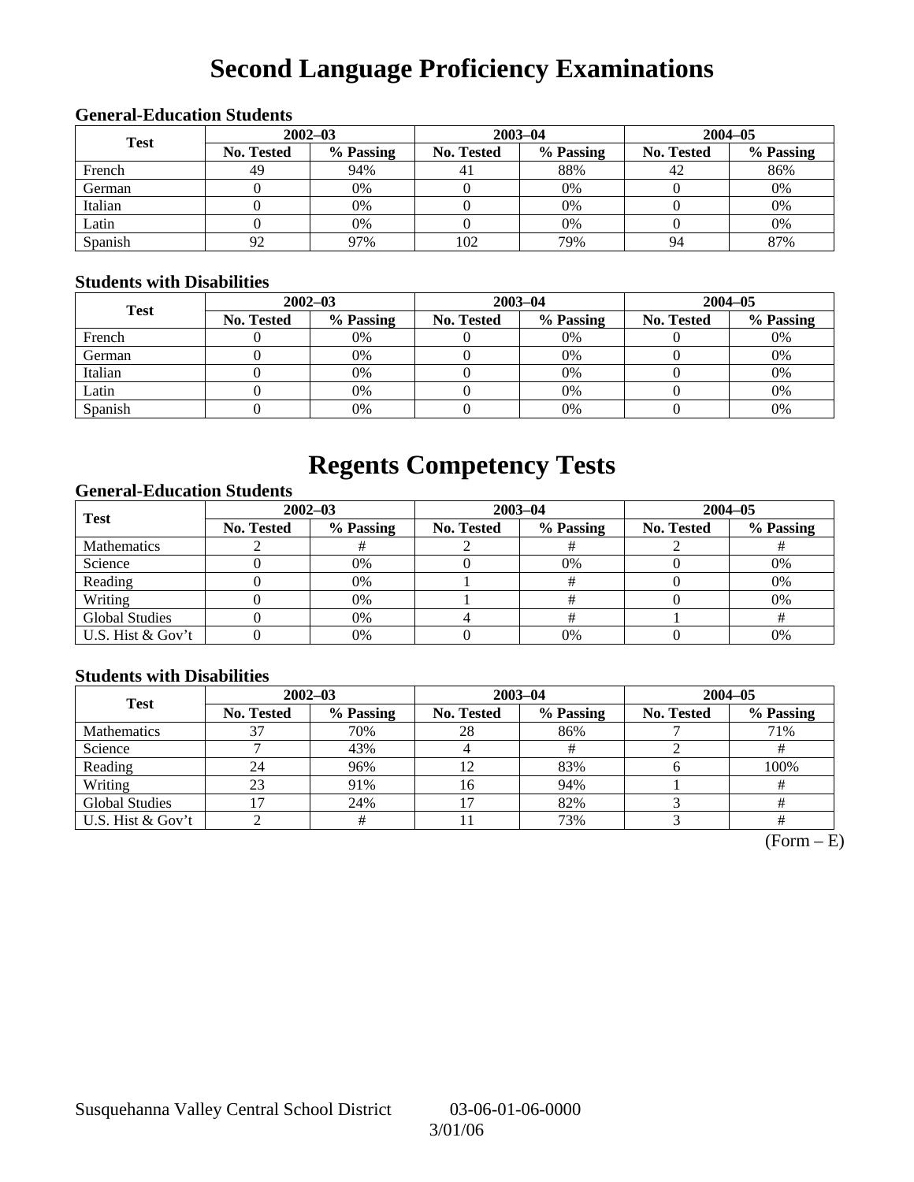# Second Language Proficiency Examinations

### General-Education Students

| Test | 2002–03 | | 2003–04 | | 2004–05 | |
|---|---|---|---|---|---|---|
| | No. Tested | % Passing | No. Tested | % Passing | No. Tested | % Passing |
| French | 49 | 94% | 41 | 88% | 42 | 86% |
| German | 0 | 0% | 0 | 0% | 0 | 0% |
| Italian | 0 | 0% | 0 | 0% | 0 | 0% |
| Latin | 0 | 0% | 0 | 0% | 0 | 0% |
| Spanish | 92 | 97% | 102 | 79% | 94 | 87% |

### Students with Disabilities

| Test | 2002–03 | | 2003–04 | | 2004–05 | |
|---|---|---|---|---|---|---|
| | No. Tested | % Passing | No. Tested | % Passing | No. Tested | % Passing |
| French | 0 | 0% | 0 | 0% | 0 | 0% |
| German | 0 | 0% | 0 | 0% | 0 | 0% |
| Italian | 0 | 0% | 0 | 0% | 0 | 0% |
| Latin | 0 | 0% | 0 | 0% | 0 | 0% |
| Spanish | 0 | 0% | 0 | 0% | 0 | 0% |

# Regents Competency Tests

### General-Education Students

| Test | 2002–03 | | 2003–04 | | 2004–05 | |
|---|---|---|---|---|---|---|
| | No. Tested | % Passing | No. Tested | % Passing | No. Tested | % Passing |
| Mathematics | 2 | # | 2 | # | 2 | # |
| Science | 0 | 0% | 0 | 0% | 0 | 0% |
| Reading | 0 | 0% | 1 | # | 0 | 0% |
| Writing | 0 | 0% | 1 | # | 0 | 0% |
| Global Studies | 0 | 0% | 4 | # | 1 | # |
| U.S. Hist & Gov't | 0 | 0% | 0 | 0% | 0 | 0% |

### Students with Disabilities

| Test | 2002–03 | | 2003–04 | | 2004–05 | |
|---|---|---|---|---|---|---|
| | No. Tested | % Passing | No. Tested | % Passing | No. Tested | % Passing |
| Mathematics | 37 | 70% | 28 | 86% | 7 | 71% |
| Science | 7 | 43% | 4 | # | 2 | # |
| Reading | 24 | 96% | 12 | 83% | 6 | 100% |
| Writing | 23 | 91% | 16 | 94% | 1 | # |
| Global Studies | 17 | 24% | 17 | 82% | 3 | # |
| U.S. Hist & Gov't | 2 | # | 11 | 73% | 3 | # |

(Form – E)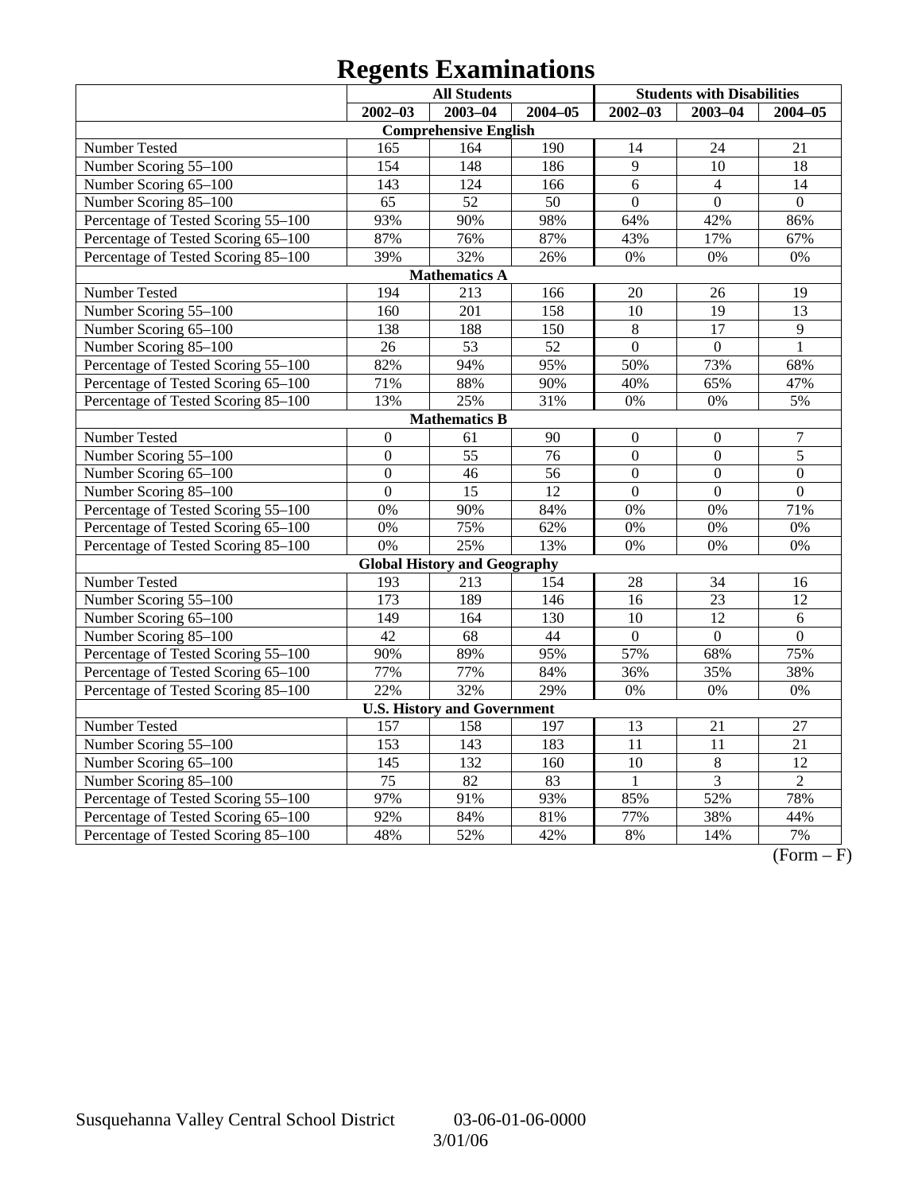# Regents Examinations

| | All Students | | | Students with Disabilities | | |
|---|---|---|---|---|---|---|
| | 2002–03 | 2003–04 | 2004–05 | 2002–03 | 2003–04 | 2004–05 |
| **Comprehensive English** | | | | | | |
| Number Tested | 165 | 164 | 190 | 14 | 24 | 21 |
| Number Scoring 55–100 | 154 | 148 | 186 | 9 | 10 | 18 |
| Number Scoring 65–100 | 143 | 124 | 166 | 6 | 4 | 14 |
| Number Scoring 85–100 | 65 | 52 | 50 | 0 | 0 | 0 |
| Percentage of Tested Scoring 55–100 | 93% | 90% | 98% | 64% | 42% | 86% |
| Percentage of Tested Scoring 65–100 | 87% | 76% | 87% | 43% | 17% | 67% |
| Percentage of Tested Scoring 85–100 | 39% | 32% | 26% | 0% | 0% | 0% |
| **Mathematics A** | | | | | | |
| Number Tested | 194 | 213 | 166 | 20 | 26 | 19 |
| Number Scoring 55–100 | 160 | 201 | 158 | 10 | 19 | 13 |
| Number Scoring 65–100 | 138 | 188 | 150 | 8 | 17 | 9 |
| Number Scoring 85–100 | 26 | 53 | 52 | 0 | 0 | 1 |
| Percentage of Tested Scoring 55–100 | 82% | 94% | 95% | 50% | 73% | 68% |
| Percentage of Tested Scoring 65–100 | 71% | 88% | 90% | 40% | 65% | 47% |
| Percentage of Tested Scoring 85–100 | 13% | 25% | 31% | 0% | 0% | 5% |
| **Mathematics B** | | | | | | |
| Number Tested | 0 | 61 | 90 | 0 | 0 | 7 |
| Number Scoring 55–100 | 0 | 55 | 76 | 0 | 0 | 5 |
| Number Scoring 65–100 | 0 | 46 | 56 | 0 | 0 | 0 |
| Number Scoring 85–100 | 0 | 15 | 12 | 0 | 0 | 0 |
| Percentage of Tested Scoring 55–100 | 0% | 90% | 84% | 0% | 0% | 71% |
| Percentage of Tested Scoring 65–100 | 0% | 75% | 62% | 0% | 0% | 0% |
| Percentage of Tested Scoring 85–100 | 0% | 25% | 13% | 0% | 0% | 0% |
| **Global History and Geography** | | | | | | |
| Number Tested | 193 | 213 | 154 | 28 | 34 | 16 |
| Number Scoring 55–100 | 173 | 189 | 146 | 16 | 23 | 12 |
| Number Scoring 65–100 | 149 | 164 | 130 | 10 | 12 | 6 |
| Number Scoring 85–100 | 42 | 68 | 44 | 0 | 0 | 0 |
| Percentage of Tested Scoring 55–100 | 90% | 89% | 95% | 57% | 68% | 75% |
| Percentage of Tested Scoring 65–100 | 77% | 77% | 84% | 36% | 35% | 38% |
| Percentage of Tested Scoring 85–100 | 22% | 32% | 29% | 0% | 0% | 0% |
| **U.S. History and Government** | | | | | | |
| Number Tested | 157 | 158 | 197 | 13 | 21 | 27 |
| Number Scoring 55–100 | 153 | 143 | 183 | 11 | 11 | 21 |
| Number Scoring 65–100 | 145 | 132 | 160 | 10 | 8 | 12 |
| Number Scoring 85–100 | 75 | 82 | 83 | 1 | 3 | 2 |
| Percentage of Tested Scoring 55–100 | 97% | 91% | 93% | 85% | 52% | 78% |
| Percentage of Tested Scoring 65–100 | 92% | 84% | 81% | 77% | 38% | 44% |
| Percentage of Tested Scoring 85–100 | 48% | 52% | 42% | 8% | 14% | 7% |

(Form – F)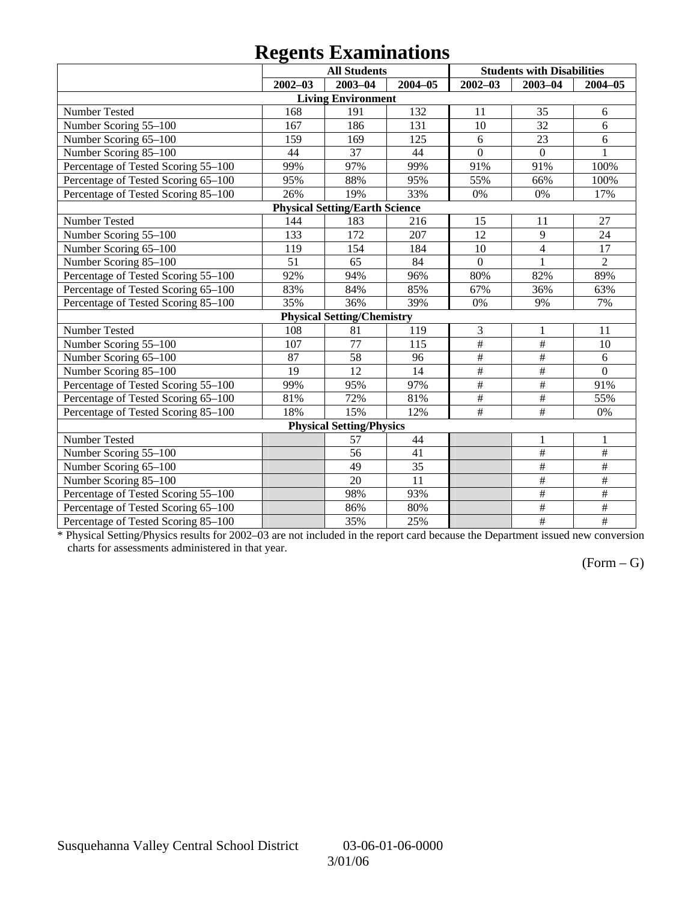# Regents Examinations

| | All Students | | | Students with Disabilities | | |
|---|---|---|---|---|---|---|
| | 2002–03 | 2003–04 | 2004–05 | 2002–03 | 2003–04 | 2004–05 |
| **Living Environment** | | | | | | |
| Number Tested | 168 | 191 | 132 | 11 | 35 | 6 |
| Number Scoring 55–100 | 167 | 186 | 131 | 10 | 32 | 6 |
| Number Scoring 65–100 | 159 | 169 | 125 | 6 | 23 | 6 |
| Number Scoring 85–100 | 44 | 37 | 44 | 0 | 0 | 1 |
| Percentage of Tested Scoring 55–100 | 99% | 97% | 99% | 91% | 91% | 100% |
| Percentage of Tested Scoring 65–100 | 95% | 88% | 95% | 55% | 66% | 100% |
| Percentage of Tested Scoring 85–100 | 26% | 19% | 33% | 0% | 0% | 17% |
| **Physical Setting/Earth Science** | | | | | | |
| Number Tested | 144 | 183 | 216 | 15 | 11 | 27 |
| Number Scoring 55–100 | 133 | 172 | 207 | 12 | 9 | 24 |
| Number Scoring 65–100 | 119 | 154 | 184 | 10 | 4 | 17 |
| Number Scoring 85–100 | 51 | 65 | 84 | 0 | 1 | 2 |
| Percentage of Tested Scoring 55–100 | 92% | 94% | 96% | 80% | 82% | 89% |
| Percentage of Tested Scoring 65–100 | 83% | 84% | 85% | 67% | 36% | 63% |
| Percentage of Tested Scoring 85–100 | 35% | 36% | 39% | 0% | 9% | 7% |
| **Physical Setting/Chemistry** | | | | | | |
| Number Tested | 108 | 81 | 119 | 3 | 1 | 11 |
| Number Scoring 55–100 | 107 | 77 | 115 | # | # | 10 |
| Number Scoring 65–100 | 87 | 58 | 96 | # | # | 6 |
| Number Scoring 85–100 | 19 | 12 | 14 | # | # | 0 |
| Percentage of Tested Scoring 55–100 | 99% | 95% | 97% | # | # | 91% |
| Percentage of Tested Scoring 65–100 | 81% | 72% | 81% | # | # | 55% |
| Percentage of Tested Scoring 85–100 | 18% | 15% | 12% | # | # | 0% |
| **Physical Setting/Physics** | | | | | | |
| Number Tested | | 57 | 44 | | 1 | 1 |
| Number Scoring 55–100 | | 56 | 41 | | # | # |
| Number Scoring 65–100 | | 49 | 35 | | # | # |
| Number Scoring 85–100 | | 20 | 11 | | # | # |
| Percentage of Tested Scoring 55–100 | | 98% | 93% | | # | # |
| Percentage of Tested Scoring 65–100 | | 86% | 80% | | # | # |
| Percentage of Tested Scoring 85–100 | | 35% | 25% | | # | # |

* Physical Setting/Physics results for 2002–03 are not included in the report card because the Department issued new conversion charts for assessments administered in that year.

(Form – G)

Susquehanna Valley Central School District 03-06-01-06-0000

3/01/06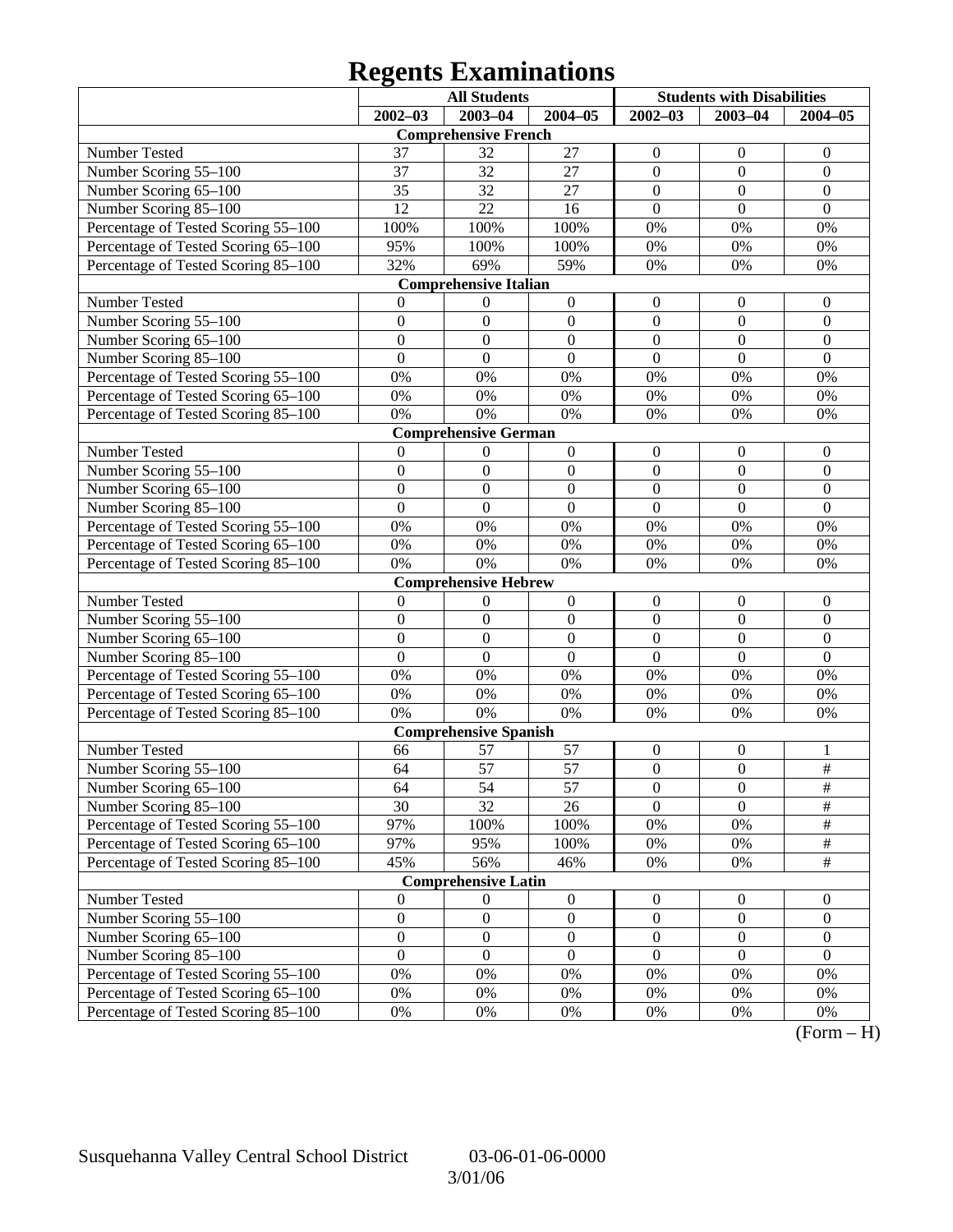# Regents Examinations

| | All Students | | | Students with Disabilities | | |
|---|---|---|---|---|---|---|
| | 2002–03 | 2003–04 | 2004–05 | 2002–03 | 2003–04 | 2004–05 |
| **Comprehensive French** | | | | | | |
| Number Tested | 37 | 32 | 27 | 0 | 0 | 0 |
| Number Scoring 55–100 | 37 | 32 | 27 | 0 | 0 | 0 |
| Number Scoring 65–100 | 35 | 32 | 27 | 0 | 0 | 0 |
| Number Scoring 85–100 | 12 | 22 | 16 | 0 | 0 | 0 |
| Percentage of Tested Scoring 55–100 | 100% | 100% | 100% | 0% | 0% | 0% |
| Percentage of Tested Scoring 65–100 | 95% | 100% | 100% | 0% | 0% | 0% |
| Percentage of Tested Scoring 85–100 | 32% | 69% | 59% | 0% | 0% | 0% |
| **Comprehensive Italian** | | | | | | |
| Number Tested | 0 | 0 | 0 | 0 | 0 | 0 |
| Number Scoring 55–100 | 0 | 0 | 0 | 0 | 0 | 0 |
| Number Scoring 65–100 | 0 | 0 | 0 | 0 | 0 | 0 |
| Number Scoring 85–100 | 0 | 0 | 0 | 0 | 0 | 0 |
| Percentage of Tested Scoring 55–100 | 0% | 0% | 0% | 0% | 0% | 0% |
| Percentage of Tested Scoring 65–100 | 0% | 0% | 0% | 0% | 0% | 0% |
| Percentage of Tested Scoring 85–100 | 0% | 0% | 0% | 0% | 0% | 0% |
| **Comprehensive German** | | | | | | |
| Number Tested | 0 | 0 | 0 | 0 | 0 | 0 |
| Number Scoring 55–100 | 0 | 0 | 0 | 0 | 0 | 0 |
| Number Scoring 65–100 | 0 | 0 | 0 | 0 | 0 | 0 |
| Number Scoring 85–100 | 0 | 0 | 0 | 0 | 0 | 0 |
| Percentage of Tested Scoring 55–100 | 0% | 0% | 0% | 0% | 0% | 0% |
| Percentage of Tested Scoring 65–100 | 0% | 0% | 0% | 0% | 0% | 0% |
| Percentage of Tested Scoring 85–100 | 0% | 0% | 0% | 0% | 0% | 0% |
| **Comprehensive Hebrew** | | | | | | |
| Number Tested | 0 | 0 | 0 | 0 | 0 | 0 |
| Number Scoring 55–100 | 0 | 0 | 0 | 0 | 0 | 0 |
| Number Scoring 65–100 | 0 | 0 | 0 | 0 | 0 | 0 |
| Number Scoring 85–100 | 0 | 0 | 0 | 0 | 0 | 0 |
| Percentage of Tested Scoring 55–100 | 0% | 0% | 0% | 0% | 0% | 0% |
| Percentage of Tested Scoring 65–100 | 0% | 0% | 0% | 0% | 0% | 0% |
| Percentage of Tested Scoring 85–100 | 0% | 0% | 0% | 0% | 0% | 0% |
| **Comprehensive Spanish** | | | | | | |
| Number Tested | 66 | 57 | 57 | 0 | 0 | 1 |
| Number Scoring 55–100 | 64 | 57 | 57 | 0 | 0 | # |
| Number Scoring 65–100 | 64 | 54 | 57 | 0 | 0 | # |
| Number Scoring 85–100 | 30 | 32 | 26 | 0 | 0 | # |
| Percentage of Tested Scoring 55–100 | 97% | 100% | 100% | 0% | 0% | # |
| Percentage of Tested Scoring 65–100 | 97% | 95% | 100% | 0% | 0% | # |
| Percentage of Tested Scoring 85–100 | 45% | 56% | 46% | 0% | 0% | # |
| **Comprehensive Latin** | | | | | | |
| Number Tested | 0 | 0 | 0 | 0 | 0 | 0 |
| Number Scoring 55–100 | 0 | 0 | 0 | 0 | 0 | 0 |
| Number Scoring 65–100 | 0 | 0 | 0 | 0 | 0 | 0 |
| Number Scoring 85–100 | 0 | 0 | 0 | 0 | 0 | 0 |
| Percentage of Tested Scoring 55–100 | 0% | 0% | 0% | 0% | 0% | 0% |
| Percentage of Tested Scoring 65–100 | 0% | 0% | 0% | 0% | 0% | 0% |
| Percentage of Tested Scoring 85–100 | 0% | 0% | 0% | 0% | 0% | 0% |

(Form – H)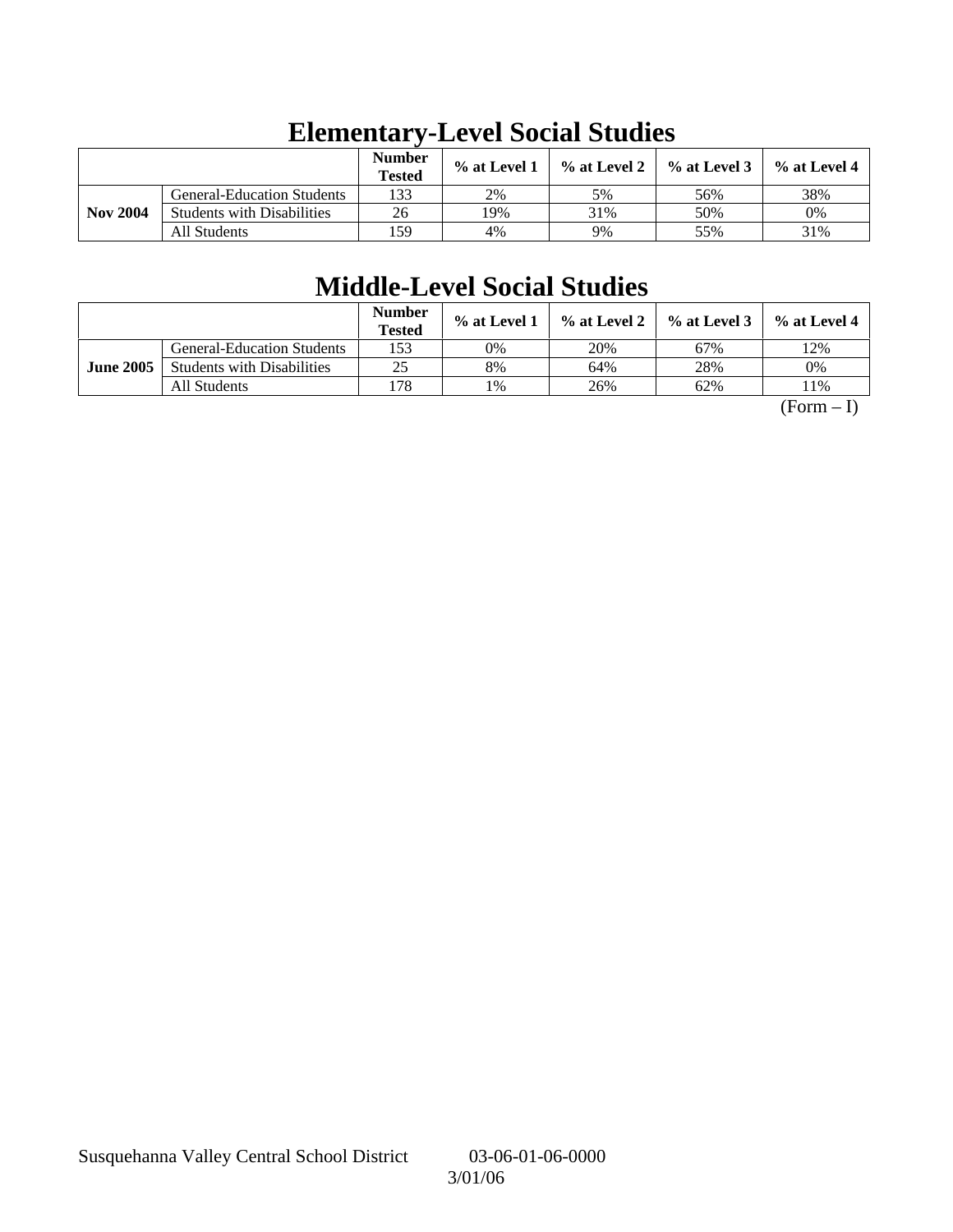# Elementary-Level Social Studies

| | | Number Tested | % at Level 1 | % at Level 2 | % at Level 3 | % at Level 4 |
|---|---|---|---|---|---|---|
| **Nov 2004** | General-Education Students | 133 | 2% | 5% | 56% | 38% |
| | Students with Disabilities | 26 | 19% | 31% | 50% | 0% |
| | All Students | 159 | 4% | 9% | 55% | 31% |

# Middle-Level Social Studies

| | | Number Tested | % at Level 1 | % at Level 2 | % at Level 3 | % at Level 4 |
|---|---|---|---|---|---|---|
| **June 2005** | General-Education Students | 153 | 0% | 20% | 67% | 12% |
| | Students with Disabilities | 25 | 8% | 64% | 28% | 0% |
| | All Students | 178 | 1% | 26% | 62% | 11% |

(Form – I)

Susquehanna Valley Central School District 03-06-01-06-0000

3/01/06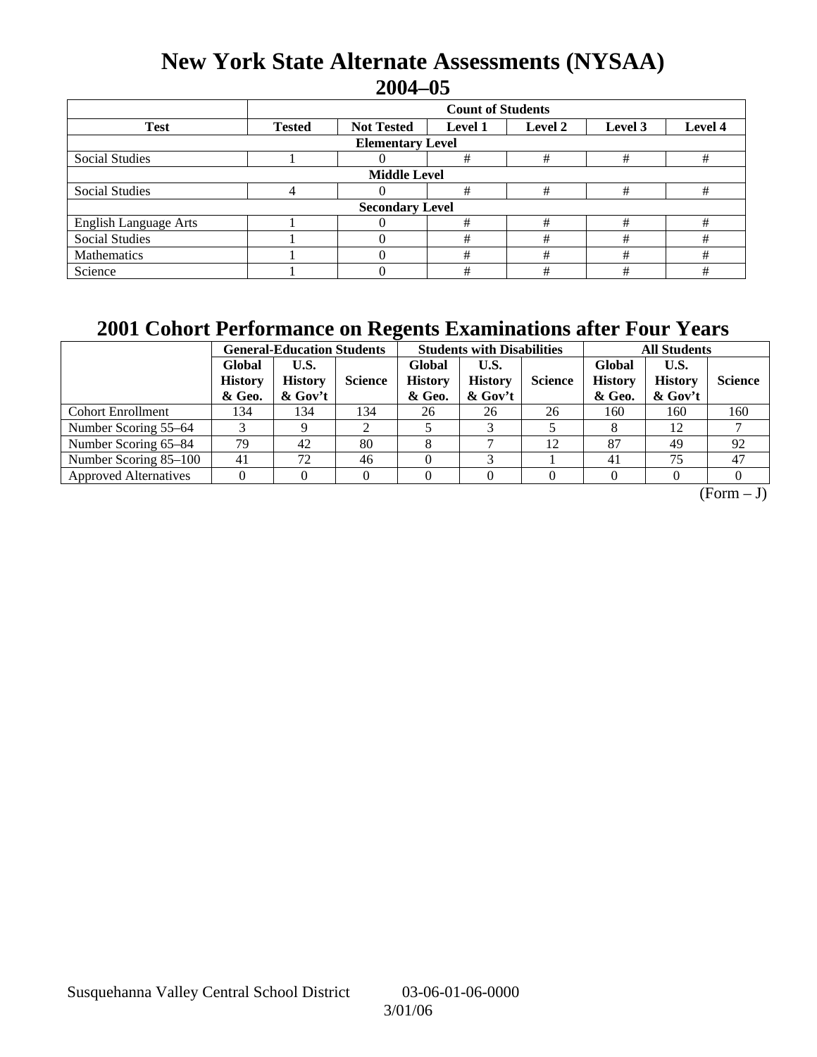# New York State Alternate Assessments (NYSAA)
## 2004–05

| Test | Count of Students | | | | | |
|---|---|---|---|---|---|---|
| | Tested | Not Tested | Level 1 | Level 2 | Level 3 | Level 4 |
| **Elementary Level** | | | | | | |
| Social Studies | 1 | 0 | # | # | # | # |
| **Middle Level** | | | | | | |
| Social Studies | 4 | 0 | # | # | # | # |
| **Secondary Level** | | | | | | |
| English Language Arts | 1 | 0 | # | # | # | # |
| Social Studies | 1 | 0 | # | # | # | # |
| Mathematics | 1 | 0 | # | # | # | # |
| Science | 1 | 0 | # | # | # | # |

## 2001 Cohort Performance on Regents Examinations after Four Years

| | General-Education Students | | | Students with Disabilities | | | All Students | | |
|---|---|---|---|---|---|---|---|---|---|
| | Global History & Geo. | U.S. History & Gov't | Science | Global History & Geo. | U.S. History & Gov't | Science | Global History & Geo. | U.S. History & Gov't | Science |
| Cohort Enrollment | 134 | 134 | 134 | 26 | 26 | 26 | 160 | 160 | 160 |
| Number Scoring 55–64 | 3 | 9 | 2 | 5 | 3 | 5 | 8 | 12 | 7 |
| Number Scoring 65–84 | 79 | 42 | 80 | 8 | 7 | 12 | 87 | 49 | 92 |
| Number Scoring 85–100 | 41 | 72 | 46 | 0 | 3 | 1 | 41 | 75 | 47 |
| Approved Alternatives | 0 | 0 | 0 | 0 | 0 | 0 | 0 | 0 | 0 |

(Form – J)

Susquehanna Valley Central School District 03-06-01-06-0000

3/01/06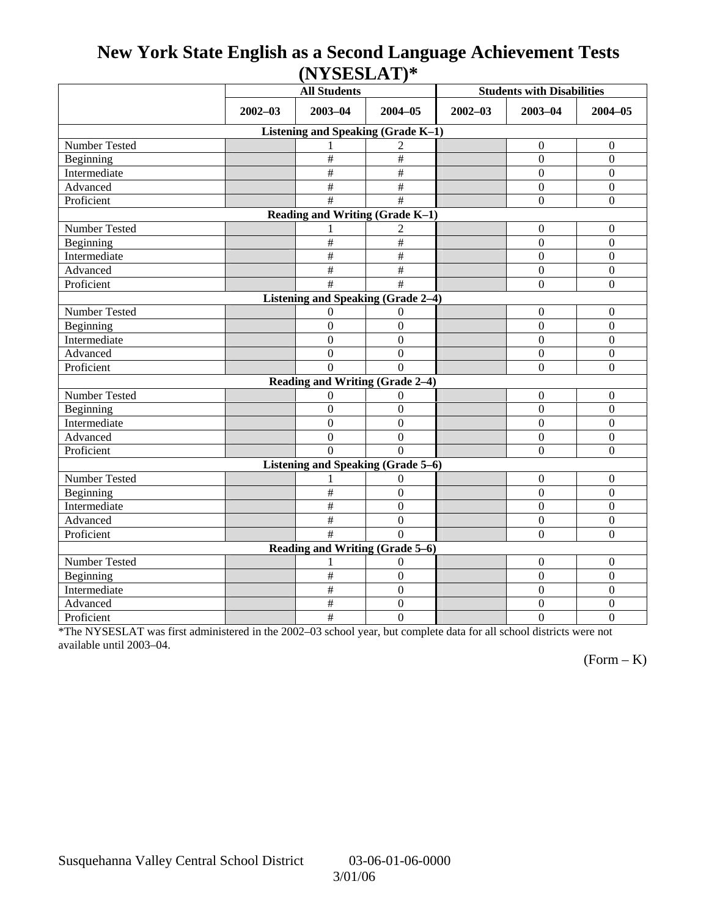# New York State English as a Second Language Achievement Tests (NYSESLAT)*

| | All Students | | | Students with Disabilities | | |
|---|---|---|---|---|---|---|
| | 2002–03 | 2003–04 | 2004–05 | 2002–03 | 2003–04 | 2004–05 |
| **Listening and Speaking (Grade K–1)** | | | | | | |
| Number Tested | | 1 | 2 | | 0 | 0 |
| Beginning | | # | # | | 0 | 0 |
| Intermediate | | # | # | | 0 | 0 |
| Advanced | | # | # | | 0 | 0 |
| Proficient | | # | # | | 0 | 0 |
| **Reading and Writing (Grade K–1)** | | | | | | |
| Number Tested | | 1 | 2 | | 0 | 0 |
| Beginning | | # | # | | 0 | 0 |
| Intermediate | | # | # | | 0 | 0 |
| Advanced | | # | # | | 0 | 0 |
| Proficient | | # | # | | 0 | 0 |
| **Listening and Speaking (Grade 2–4)** | | | | | | |
| Number Tested | | 0 | 0 | | 0 | 0 |
| Beginning | | 0 | 0 | | 0 | 0 |
| Intermediate | | 0 | 0 | | 0 | 0 |
| Advanced | | 0 | 0 | | 0 | 0 |
| Proficient | | 0 | 0 | | 0 | 0 |
| **Reading and Writing (Grade 2–4)** | | | | | | |
| Number Tested | | 0 | 0 | | 0 | 0 |
| Beginning | | 0 | 0 | | 0 | 0 |
| Intermediate | | 0 | 0 | | 0 | 0 |
| Advanced | | 0 | 0 | | 0 | 0 |
| Proficient | | 0 | 0 | | 0 | 0 |
| **Listening and Speaking (Grade 5–6)** | | | | | | |
| Number Tested | | 1 | 0 | | 0 | 0 |
| Beginning | | # | 0 | | 0 | 0 |
| Intermediate | | # | 0 | | 0 | 0 |
| Advanced | | # | 0 | | 0 | 0 |
| Proficient | | # | 0 | | 0 | 0 |
| **Reading and Writing (Grade 5–6)** | | | | | | |
| Number Tested | | 1 | 0 | | 0 | 0 |
| Beginning | | # | 0 | | 0 | 0 |
| Intermediate | | # | 0 | | 0 | 0 |
| Advanced | | # | 0 | | 0 | 0 |
| Proficient | | # | 0 | | 0 | 0 |

*The NYSESLAT was first administered in the 2002–03 school year, but complete data for all school districts were not available until 2003–04.

(Form – K)